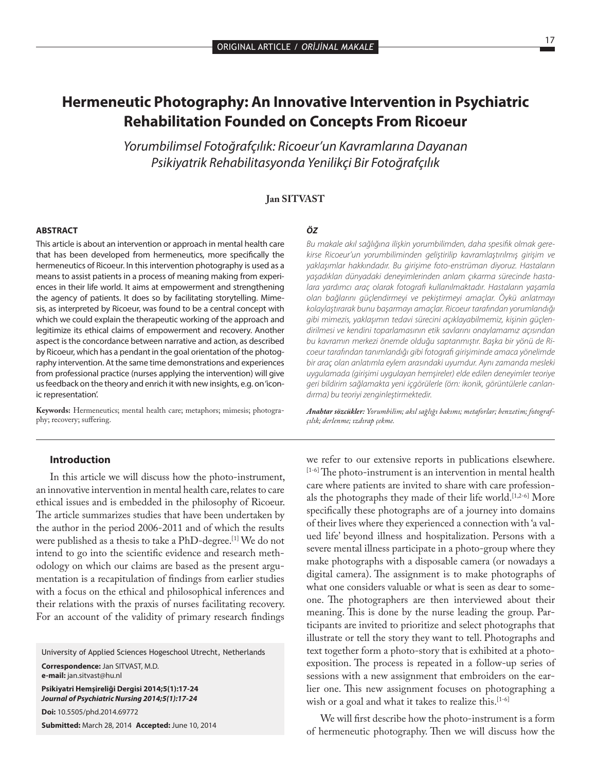ORIGINAL ARTICLE / *ORİJİNAL MAKALE*

# Hermeneutic Photography: An Innovative Intervention in Psychiatric Rehabilitation Founded on Concepts From Ricoeur

*Yorumbilimsel Fotoğrafçılık: Ricoeur'un Kavramlarına Dayanan Psikiyatrik Rehabilitasyonda Yenilikçi Bir Fotoğrafçılık*

**Jan SITVAST**

### ABSTRACT

This article is about an intervention or approach in mental health care that has been developed from hermeneutics, more specifically the hermeneutics of Ricoeur. In this intervention photography is used as a means to assist patients in a process of meaning making from experiences in their life world. It aims at empowerment and strengthening the agency of patients. It does so by facilitating storytelling. Mimesis, as interpreted by Ricoeur, was found to be a central concept with which we could explain the therapeutic working of the approach and legitimize its ethical claims of empowerment and recovery. Another aspect is the concordance between narrative and action, as described by Ricoeur, which has a pendant in the goal orientation of the photography intervention. At the same time demonstrations and experiences from professional practice (nurses applying the intervention) will give us feedback on the theory and enrich it with new insights, e.g. on 'iconic representation'.

**Keywords:** Hermeneutics; mental health care; metaphors; mimesis; photography; recovery; suffering.

### *ÖZ*

*Bu makale akıl sağlığına ilişkin yorumbilimden, daha spesifik olmak gerekirse Ricoeur'un yorumbiliminden geliştirilip kavramlaştırılmış girişim ve yaklaşımlar hakkındadır. Bu girişime foto-enstrüman diyoruz. Hastaların yaşadıkları dünyadaki deneyimlerinden anlam çıkarma sürecinde hastalara yardımcı araç olarak fotografi kullanılmaktadır. Hastaların yaşamla olan bağlarını güçlendirmeyi ve pekiştirmeyi amaçlar. Öykü anlatmayı kolaylaştırarak bunu başarmayı amaçlar. Ricoeur tarafından yorumlandığı gibi mimezis, yaklaşımın tedavi sürecini açıklayabilmemiz, kişinin güçlendirilmesi ve kendini toparlamasının etik savlarını onaylamamız açısından bu kavramın merkezi önemde olduğu saptanmıştır. Başka bir yönü de Ricoeur tarafından tanımlandığı gibi fotografi girişiminde amaca yönelimde bir araç olan anlatımla eylem arasındaki uyumdur. Aynı zamanda mesleki uygulamada (girişimi uygulayan hemşireler) elde edilen deneyimler teoriye geri bildirim sağlamakta yeni içgörülerle (örn: ikonik, görüntülerle canlandırma) bu teoriyi zenginleştirmektedir.*

***Anahtar sözcükler:*** *Yorumbilim; akıl sağlığı bakımı; metaforlar; benzetim; fotografçılık; derlenme; ızdırap çekme.*

## Introduction

In this article we will discuss how the photo-instrument, an innovative intervention in mental health care, relates to care ethical issues and is embedded in the philosophy of Ricoeur. The article summarizes studies that have been undertaken by the author in the period 2006-2011 and of which the results were published as a thesis to take a PhD-degree.[1] We do not intend to go into the scientific evidence and research methodology on which our claims are based as the present argumentation is a recapitulation of findings from earlier studies with a focus on the ethical and philosophical inferences and their relations with the praxis of nurses facilitating recovery. For an account of the validity of primary research findings we refer to our extensive reports in publications elsewhere.[1-6] The photo-instrument is an intervention in mental health care where patients are invited to share with care professionals the photographs they made of their life world.[1,2-6] More specifically these photographs are of a journey into domains of their lives where they experienced a connection with 'a valued life' beyond illness and hospitalization. Persons with a severe mental illness participate in a photo-group where they make photographs with a disposable camera (or nowadays a digital camera). The assignment is to make photographs of what one considers valuable or what is seen as dear to someone. The photographers are then interviewed about their meaning. This is done by the nurse leading the group. Participants are invited to prioritize and select photographs that illustrate or tell the story they want to tell. Photographs and text together form a photo-story that is exhibited at a photo-exposition. The process is repeated in a follow-up series of sessions with a new assignment that embroiders on the earlier one. This new assignment focuses on photographing a wish or a goal and what it takes to realize this.[1-6]

We will first describe how the photo-instrument is a form of hermeneutic photography. Then we will discuss how the

---

University of Applied Sciences Hogeschool Utrecht, Netherlands

**Correspondence:** Jan SITVAST, M.D.
**e-mail:** jan.sitvast@hu.nl

**Psikiyatri Hemşireliği Dergisi 2014;5(1):17-24**
***Journal of Psychiatric Nursing 2014;5(1):17-24***

**Doi:** 10.5505/phd.2014.69772

**Submitted:** March 28, 2014 **Accepted:** June 10, 2014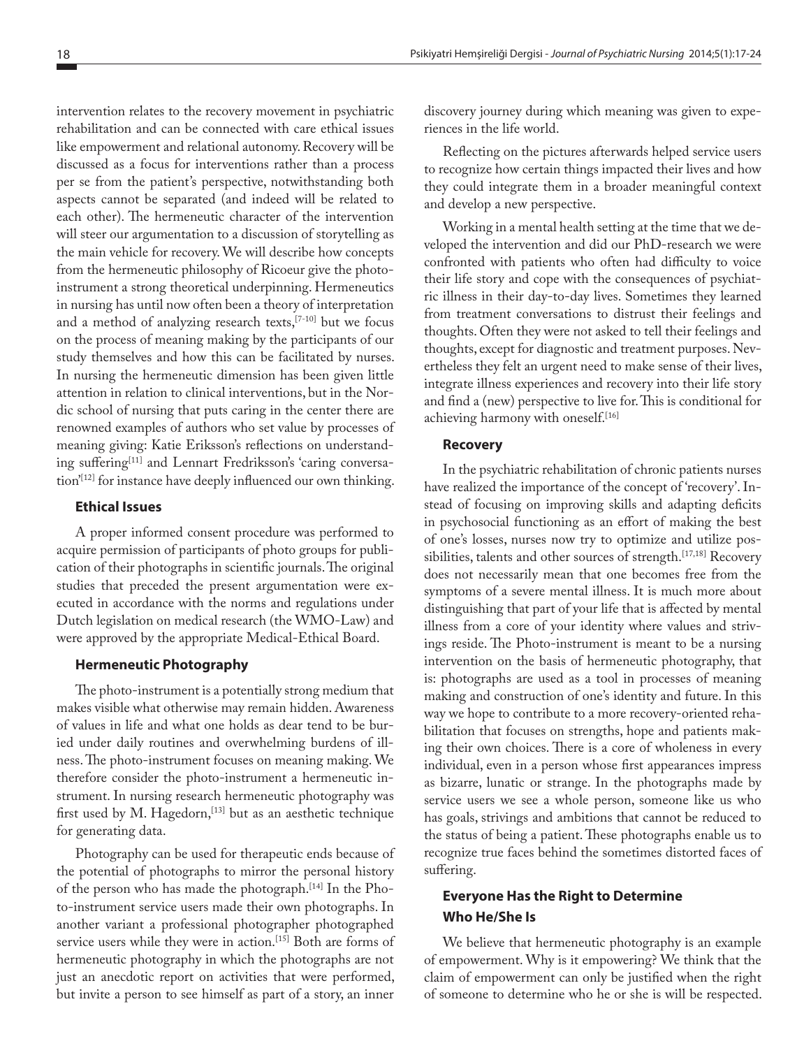intervention relates to the recovery movement in psychiatric rehabilitation and can be connected with care ethical issues like empowerment and relational autonomy. Recovery will be discussed as a focus for interventions rather than a process per se from the patient's perspective, notwithstanding both aspects cannot be separated (and indeed will be related to each other). The hermeneutic character of the intervention will steer our argumentation to a discussion of storytelling as the main vehicle for recovery. We will describe how concepts from the hermeneutic philosophy of Ricoeur give the photo-instrument a strong theoretical underpinning. Hermeneutics in nursing has until now often been a theory of interpretation and a method of analyzing research texts,[7-10] but we focus on the process of meaning making by the participants of our study themselves and how this can be facilitated by nurses. In nursing the hermeneutic dimension has been given little attention in relation to clinical interventions, but in the Nordic school of nursing that puts caring in the center there are renowned examples of authors who set value by processes of meaning giving: Katie Eriksson's reflections on understanding suffering[11] and Lennart Fredriksson's 'caring conversation'[12] for instance have deeply influenced our own thinking.

### Ethical Issues

A proper informed consent procedure was performed to acquire permission of participants of photo groups for publication of their photographs in scientific journals. The original studies that preceded the present argumentation were executed in accordance with the norms and regulations under Dutch legislation on medical research (the WMO-Law) and were approved by the appropriate Medical-Ethical Board.

### Hermeneutic Photography

The photo-instrument is a potentially strong medium that makes visible what otherwise may remain hidden. Awareness of values in life and what one holds as dear tend to be buried under daily routines and overwhelming burdens of illness. The photo-instrument focuses on meaning making. We therefore consider the photo-instrument a hermeneutic instrument. In nursing research hermeneutic photography was first used by M. Hagedorn,[13] but as an aesthetic technique for generating data.

Photography can be used for therapeutic ends because of the potential of photographs to mirror the personal history of the person who has made the photograph.[14] In the Photo-instrument service users made their own photographs. In another variant a professional photographer photographed service users while they were in action.[15] Both are forms of hermeneutic photography in which the photographs are not just an anecdotic report on activities that were performed, but invite a person to see himself as part of a story, an inner discovery journey during which meaning was given to experiences in the life world.

Reflecting on the pictures afterwards helped service users to recognize how certain things impacted their lives and how they could integrate them in a broader meaningful context and develop a new perspective.

Working in a mental health setting at the time that we developed the intervention and did our PhD-research we were confronted with patients who often had difficulty to voice their life story and cope with the consequences of psychiatric illness in their day-to-day lives. Sometimes they learned from treatment conversations to distrust their feelings and thoughts. Often they were not asked to tell their feelings and thoughts, except for diagnostic and treatment purposes. Nevertheless they felt an urgent need to make sense of their lives, integrate illness experiences and recovery into their life story and find a (new) perspective to live for. This is conditional for achieving harmony with oneself.[16]

### Recovery

In the psychiatric rehabilitation of chronic patients nurses have realized the importance of the concept of 'recovery'. Instead of focusing on improving skills and adapting deficits in psychosocial functioning as an effort of making the best of one's losses, nurses now try to optimize and utilize possibilities, talents and other sources of strength.[17,18] Recovery does not necessarily mean that one becomes free from the symptoms of a severe mental illness. It is much more about distinguishing that part of your life that is affected by mental illness from a core of your identity where values and strivings reside. The Photo-instrument is meant to be a nursing intervention on the basis of hermeneutic photography, that is: photographs are used as a tool in processes of meaning making and construction of one's identity and future. In this way we hope to contribute to a more recovery-oriented rehabilitation that focuses on strengths, hope and patients making their own choices. There is a core of wholeness in every individual, even in a person whose first appearances impress as bizarre, lunatic or strange. In the photographs made by service users we see a whole person, someone like us who has goals, strivings and ambitions that cannot be reduced to the status of being a patient. These photographs enable us to recognize true faces behind the sometimes distorted faces of suffering.

### Everyone Has the Right to Determine Who He/She Is

We believe that hermeneutic photography is an example of empowerment. Why is it empowering? We think that the claim of empowerment can only be justified when the right of someone to determine who he or she is will be respected.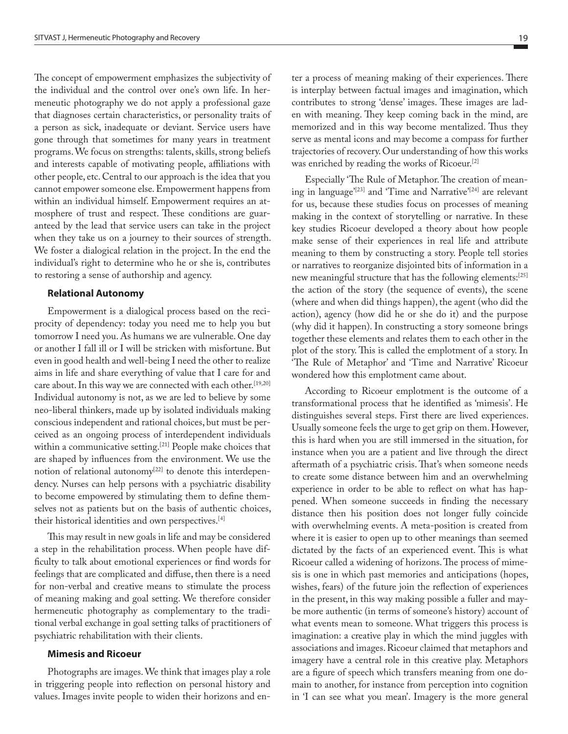The concept of empowerment emphasizes the subjectivity of the individual and the control over one's own life. In hermeneutic photography we do not apply a professional gaze that diagnoses certain characteristics, or personality traits of a person as sick, inadequate or deviant. Service users have gone through that sometimes for many years in treatment programs. We focus on strengths: talents, skills, strong beliefs and interests capable of motivating people, affiliations with other people, etc. Central to our approach is the idea that you cannot empower someone else. Empowerment happens from within an individual himself. Empowerment requires an atmosphere of trust and respect. These conditions are guaranteed by the lead that service users can take in the project when they take us on a journey to their sources of strength. We foster a dialogical relation in the project. In the end the individual's right to determine who he or she is, contributes to restoring a sense of authorship and agency.

### Relational Autonomy

Empowerment is a dialogical process based on the reciprocity of dependency: today you need me to help you but tomorrow I need you. As humans we are vulnerable. One day or another I fall ill or I will be stricken with misfortune. But even in good health and well-being I need the other to realize aims in life and share everything of value that I care for and care about. In this way we are connected with each other.[19,20] Individual autonomy is not, as we are led to believe by some neo-liberal thinkers, made up by isolated individuals making conscious independent and rational choices, but must be perceived as an ongoing process of interdependent individuals within a communicative setting.[21] People make choices that are shaped by influences from the environment. We use the notion of relational autonomy[22] to denote this interdependency. Nurses can help persons with a psychiatric disability to become empowered by stimulating them to define themselves not as patients but on the basis of authentic choices, their historical identities and own perspectives.[4]

This may result in new goals in life and may be considered a step in the rehabilitation process. When people have difficulty to talk about emotional experiences or find words for feelings that are complicated and diffuse, then there is a need for non-verbal and creative means to stimulate the process of meaning making and goal setting. We therefore consider hermeneutic photography as complementary to the traditional verbal exchange in goal setting talks of practitioners of psychiatric rehabilitation with their clients.

### Mimesis and Ricoeur

Photographs are images. We think that images play a role in triggering people into reflection on personal history and values. Images invite people to widen their horizons and enter a process of meaning making of their experiences. There is interplay between factual images and imagination, which contributes to strong 'dense' images. These images are laden with meaning. They keep coming back in the mind, are memorized and in this way become mentalized. Thus they serve as mental icons and may become a compass for further trajectories of recovery. Our understanding of how this works was enriched by reading the works of Ricoeur.[2]

Especially 'The Rule of Metaphor. The creation of meaning in language'[23] and 'Time and Narrative'[24] are relevant for us, because these studies focus on processes of meaning making in the context of storytelling or narrative. In these key studies Ricoeur developed a theory about how people make sense of their experiences in real life and attribute meaning to them by constructing a story. People tell stories or narratives to reorganize disjointed bits of information in a new meaningful structure that has the following elements:[25] the action of the story (the sequence of events), the scene (where and when did things happen), the agent (who did the action), agency (how did he or she do it) and the purpose (why did it happen). In constructing a story someone brings together these elements and relates them to each other in the plot of the story. This is called the emplotment of a story. In 'The Rule of Metaphor' and 'Time and Narrative' Ricoeur wondered how this emplotment came about.

According to Ricoeur emplotment is the outcome of a transformational process that he identified as 'mimesis'. He distinguishes several steps. First there are lived experiences. Usually someone feels the urge to get grip on them. However, this is hard when you are still immersed in the situation, for instance when you are a patient and live through the direct aftermath of a psychiatric crisis. That's when someone needs to create some distance between him and an overwhelming experience in order to be able to reflect on what has happened. When someone succeeds in finding the necessary distance then his position does not longer fully coincide with overwhelming events. A meta-position is created from where it is easier to open up to other meanings than seemed dictated by the facts of an experienced event. This is what Ricoeur called a widening of horizons. The process of mimesis is one in which past memories and anticipations (hopes, wishes, fears) of the future join the reflection of experiences in the present, in this way making possible a fuller and maybe more authentic (in terms of someone's history) account of what events mean to someone. What triggers this process is imagination: a creative play in which the mind juggles with associations and images. Ricoeur claimed that metaphors and imagery have a central role in this creative play. Metaphors are a figure of speech which transfers meaning from one domain to another, for instance from perception into cognition in 'I can see what you mean'. Imagery is the more general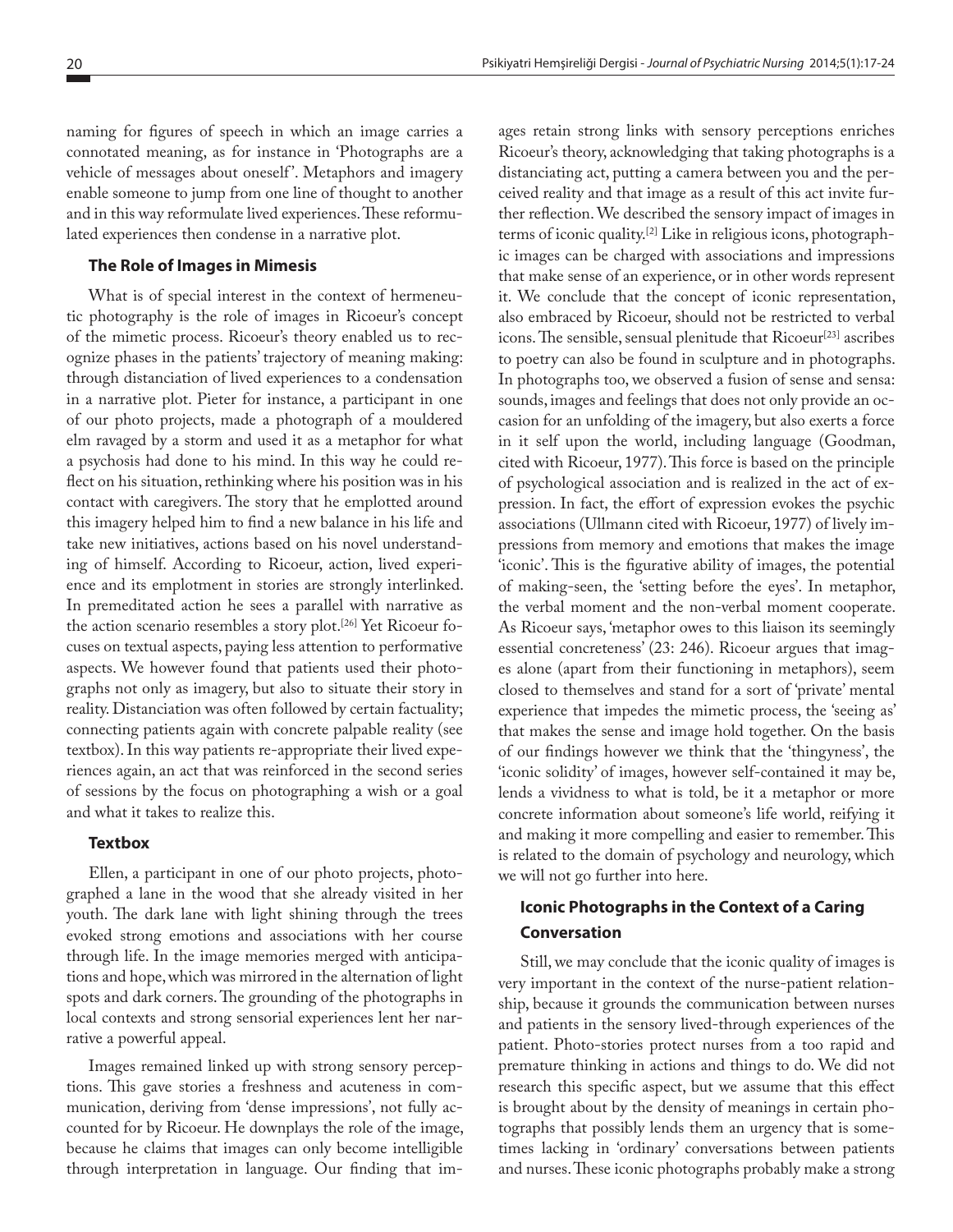naming for figures of speech in which an image carries a connotated meaning, as for instance in 'Photographs are a vehicle of messages about oneself'. Metaphors and imagery enable someone to jump from one line of thought to another and in this way reformulate lived experiences. These reformulated experiences then condense in a narrative plot.

### The Role of Images in Mimesis

What is of special interest in the context of hermeneutic photography is the role of images in Ricoeur's concept of the mimetic process. Ricoeur's theory enabled us to recognize phases in the patients' trajectory of meaning making: through distanciation of lived experiences to a condensation in a narrative plot. Pieter for instance, a participant in one of our photo projects, made a photograph of a mouldered elm ravaged by a storm and used it as a metaphor for what a psychosis had done to his mind. In this way he could reflect on his situation, rethinking where his position was in his contact with caregivers. The story that he emplotted around this imagery helped him to find a new balance in his life and take new initiatives, actions based on his novel understanding of himself. According to Ricoeur, action, lived experience and its emplotment in stories are strongly interlinked. In premeditated action he sees a parallel with narrative as the action scenario resembles a story plot.[26] Yet Ricoeur focuses on textual aspects, paying less attention to performative aspects. We however found that patients used their photographs not only as imagery, but also to situate their story in reality. Distanciation was often followed by certain factuality; connecting patients again with concrete palpable reality (see textbox). In this way patients re-appropriate their lived experiences again, an act that was reinforced in the second series of sessions by the focus on photographing a wish or a goal and what it takes to realize this.

### Textbox

Ellen, a participant in one of our photo projects, photographed a lane in the wood that she already visited in her youth. The dark lane with light shining through the trees evoked strong emotions and associations with her course through life. In the image memories merged with anticipations and hope, which was mirrored in the alternation of light spots and dark corners. The grounding of the photographs in local contexts and strong sensorial experiences lent her narrative a powerful appeal.

Images remained linked up with strong sensory perceptions. This gave stories a freshness and acuteness in communication, deriving from 'dense impressions', not fully accounted for by Ricoeur. He downplays the role of the image, because he claims that images can only become intelligible through interpretation in language. Our finding that images retain strong links with sensory perceptions enriches Ricoeur's theory, acknowledging that taking photographs is a distanciating act, putting a camera between you and the perceived reality and that image as a result of this act invite further reflection. We described the sensory impact of images in terms of iconic quality.[2] Like in religious icons, photographic images can be charged with associations and impressions that make sense of an experience, or in other words represent it. We conclude that the concept of iconic representation, also embraced by Ricoeur, should not be restricted to verbal icons. The sensible, sensual plenitude that Ricoeur[23] ascribes to poetry can also be found in sculpture and in photographs. In photographs too, we observed a fusion of sense and sensa: sounds, images and feelings that does not only provide an occasion for an unfolding of the imagery, but also exerts a force in it self upon the world, including language (Goodman, cited with Ricoeur, 1977). This force is based on the principle of psychological association and is realized in the act of expression. In fact, the effort of expression evokes the psychic associations (Ullmann cited with Ricoeur, 1977) of lively impressions from memory and emotions that makes the image 'iconic'. This is the figurative ability of images, the potential of making-seen, the 'setting before the eyes'. In metaphor, the verbal moment and the non-verbal moment cooperate. As Ricoeur says, 'metaphor owes to this liaison its seemingly essential concreteness' (23: 246). Ricoeur argues that images alone (apart from their functioning in metaphors), seem closed to themselves and stand for a sort of 'private' mental experience that impedes the mimetic process, the 'seeing as' that makes the sense and image hold together. On the basis of our findings however we think that the 'thingyness', the 'iconic solidity' of images, however self-contained it may be, lends a vividness to what is told, be it a metaphor or more concrete information about someone's life world, reifying it and making it more compelling and easier to remember. This is related to the domain of psychology and neurology, which we will not go further into here.

### Iconic Photographs in the Context of a Caring Conversation

Still, we may conclude that the iconic quality of images is very important in the context of the nurse-patient relationship, because it grounds the communication between nurses and patients in the sensory lived-through experiences of the patient. Photo-stories protect nurses from a too rapid and premature thinking in actions and things to do. We did not research this specific aspect, but we assume that this effect is brought about by the density of meanings in certain photographs that possibly lends them an urgency that is sometimes lacking in 'ordinary' conversations between patients and nurses. These iconic photographs probably make a strong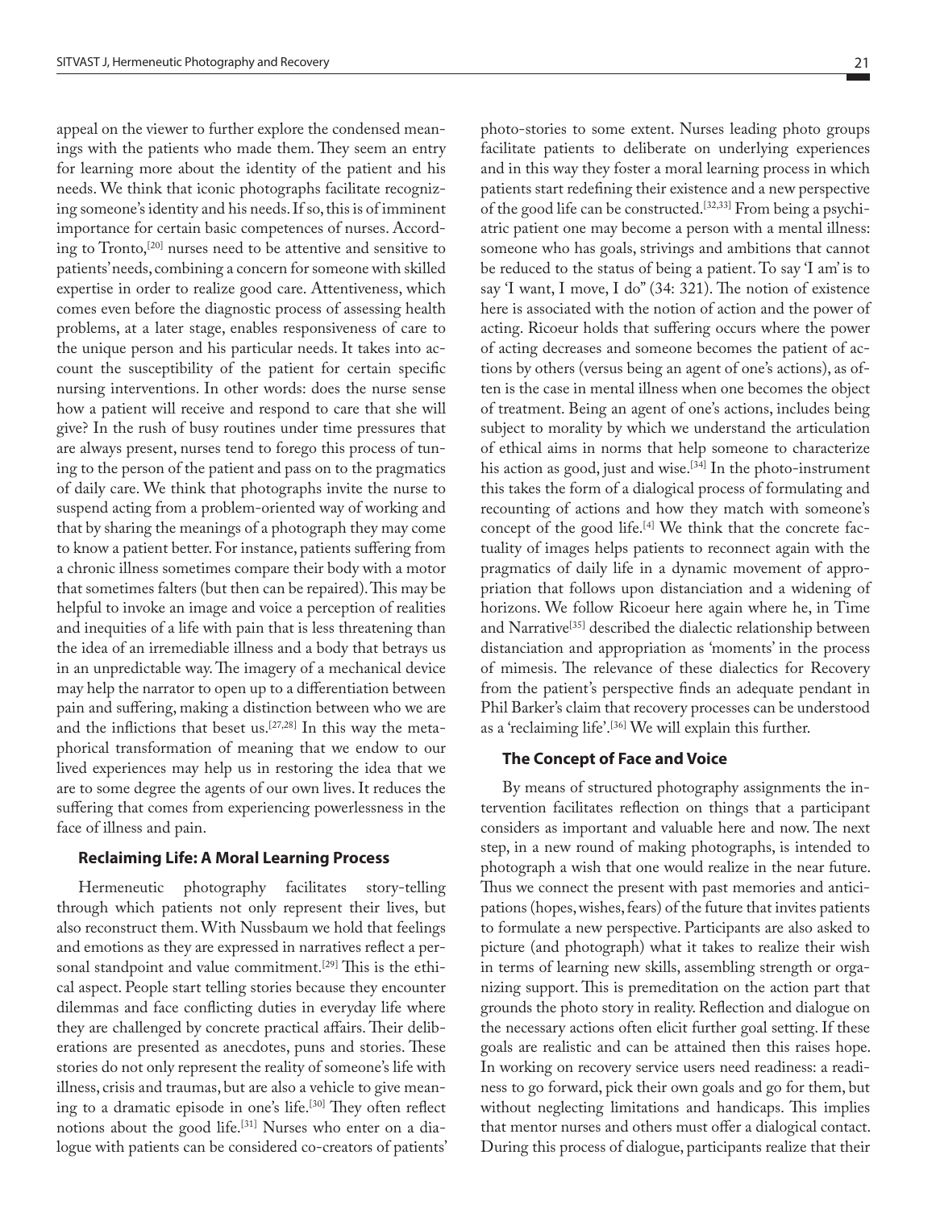appeal on the viewer to further explore the condensed meanings with the patients who made them. They seem an entry for learning more about the identity of the patient and his needs. We think that iconic photographs facilitate recognizing someone's identity and his needs. If so, this is of imminent importance for certain basic competences of nurses. According to Tronto,[20] nurses need to be attentive and sensitive to patients' needs, combining a concern for someone with skilled expertise in order to realize good care. Attentiveness, which comes even before the diagnostic process of assessing health problems, at a later stage, enables responsiveness of care to the unique person and his particular needs. It takes into account the susceptibility of the patient for certain specific nursing interventions. In other words: does the nurse sense how a patient will receive and respond to care that she will give? In the rush of busy routines under time pressures that are always present, nurses tend to forego this process of tuning to the person of the patient and pass on to the pragmatics of daily care. We think that photographs invite the nurse to suspend acting from a problem-oriented way of working and that by sharing the meanings of a photograph they may come to know a patient better. For instance, patients suffering from a chronic illness sometimes compare their body with a motor that sometimes falters (but then can be repaired). This may be helpful to invoke an image and voice a perception of realities and inequities of a life with pain that is less threatening than the idea of an irremediable illness and a body that betrays us in an unpredictable way. The imagery of a mechanical device may help the narrator to open up to a differentiation between pain and suffering, making a distinction between who we are and the inflictions that beset us.[27,28] In this way the metaphorical transformation of meaning that we endow to our lived experiences may help us in restoring the idea that we are to some degree the agents of our own lives. It reduces the suffering that comes from experiencing powerlessness in the face of illness and pain.

### Reclaiming Life: A Moral Learning Process

Hermeneutic photography facilitates story-telling through which patients not only represent their lives, but also reconstruct them. With Nussbaum we hold that feelings and emotions as they are expressed in narratives reflect a personal standpoint and value commitment.[29] This is the ethical aspect. People start telling stories because they encounter dilemmas and face conflicting duties in everyday life where they are challenged by concrete practical affairs. Their deliberations are presented as anecdotes, puns and stories. These stories do not only represent the reality of someone's life with illness, crisis and traumas, but are also a vehicle to give meaning to a dramatic episode in one's life.[30] They often reflect notions about the good life.[31] Nurses who enter on a dialogue with patients can be considered co-creators of patients' photo-stories to some extent. Nurses leading photo groups facilitate patients to deliberate on underlying experiences and in this way they foster a moral learning process in which patients start redefining their existence and a new perspective of the good life can be constructed.[32,33] From being a psychiatric patient one may become a person with a mental illness: someone who has goals, strivings and ambitions that cannot be reduced to the status of being a patient. To say 'I am' is to say 'I want, I move, I do" (34: 321). The notion of existence here is associated with the notion of action and the power of acting. Ricoeur holds that suffering occurs where the power of acting decreases and someone becomes the patient of actions by others (versus being an agent of one's actions), as often is the case in mental illness when one becomes the object of treatment. Being an agent of one's actions, includes being subject to morality by which we understand the articulation of ethical aims in norms that help someone to characterize his action as good, just and wise.[34] In the photo-instrument this takes the form of a dialogical process of formulating and recounting of actions and how they match with someone's concept of the good life.[4] We think that the concrete factuality of images helps patients to reconnect again with the pragmatics of daily life in a dynamic movement of appropriation that follows upon distanciation and a widening of horizons. We follow Ricoeur here again where he, in Time and Narrative[35] described the dialectic relationship between distanciation and appropriation as 'moments' in the process of mimesis. The relevance of these dialectics for Recovery from the patient's perspective finds an adequate pendant in Phil Barker's claim that recovery processes can be understood as a 'reclaiming life'.[36] We will explain this further.

### The Concept of Face and Voice

By means of structured photography assignments the intervention facilitates reflection on things that a participant considers as important and valuable here and now. The next step, in a new round of making photographs, is intended to photograph a wish that one would realize in the near future. Thus we connect the present with past memories and anticipations (hopes, wishes, fears) of the future that invites patients to formulate a new perspective. Participants are also asked to picture (and photograph) what it takes to realize their wish in terms of learning new skills, assembling strength or organizing support. This is premeditation on the action part that grounds the photo story in reality. Reflection and dialogue on the necessary actions often elicit further goal setting. If these goals are realistic and can be attained then this raises hope. In working on recovery service users need readiness: a readiness to go forward, pick their own goals and go for them, but without neglecting limitations and handicaps. This implies that mentor nurses and others must offer a dialogical contact. During this process of dialogue, participants realize that their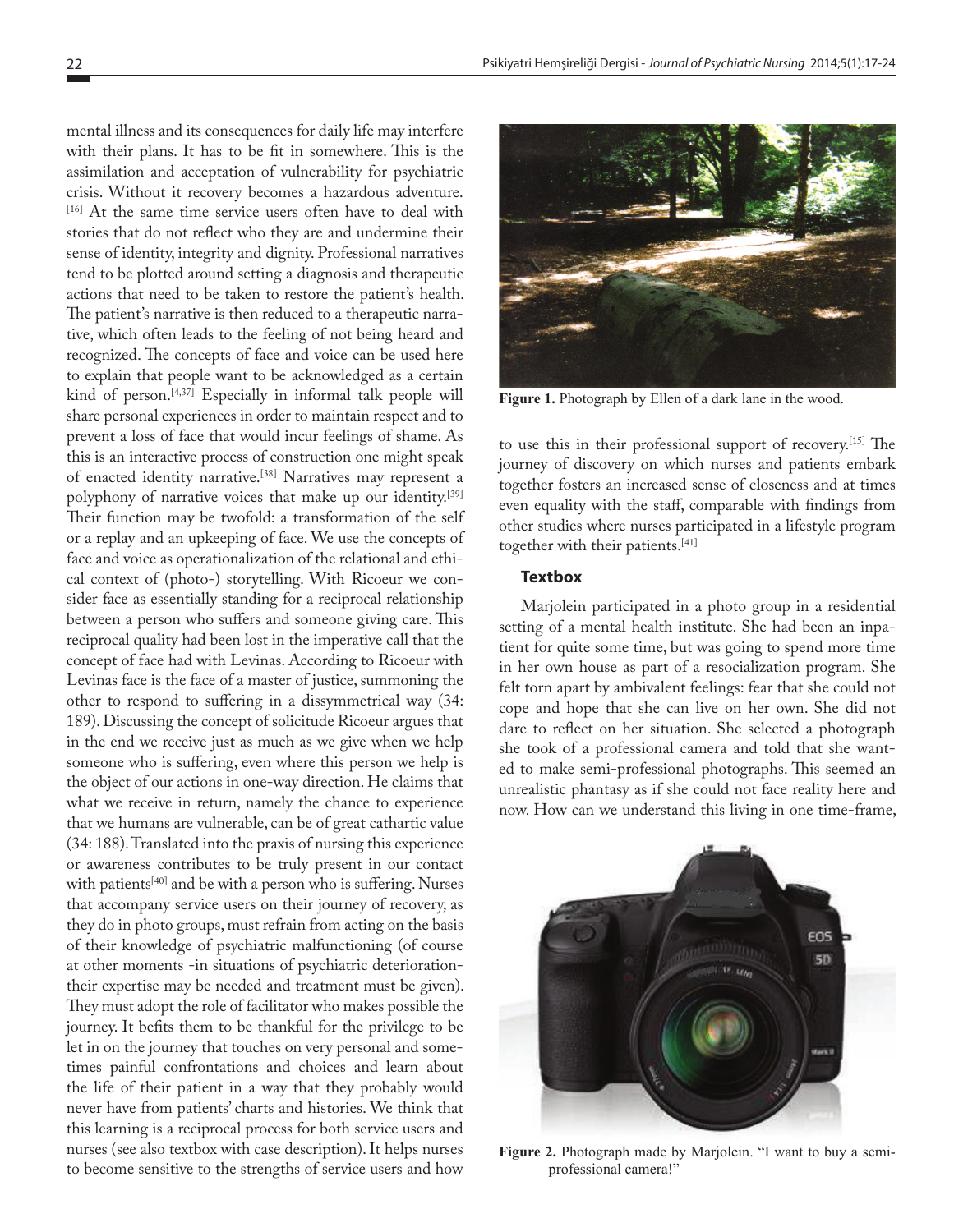mental illness and its consequences for daily life may interfere with their plans. It has to be fit in somewhere. This is the assimilation and acceptation of vulnerability for psychiatric crisis. Without it recovery becomes a hazardous adventure.[16] At the same time service users often have to deal with stories that do not reflect who they are and undermine their sense of identity, integrity and dignity. Professional narratives tend to be plotted around setting a diagnosis and therapeutic actions that need to be taken to restore the patient's health. The patient's narrative is then reduced to a therapeutic narrative, which often leads to the feeling of not being heard and recognized. The concepts of face and voice can be used here to explain that people want to be acknowledged as a certain kind of person.[4,37] Especially in informal talk people will share personal experiences in order to maintain respect and to prevent a loss of face that would incur feelings of shame. As this is an interactive process of construction one might speak of enacted identity narrative.[38] Narratives may represent a polyphony of narrative voices that make up our identity.[39] Their function may be twofold: a transformation of the self or a replay and an upkeeping of face. We use the concepts of face and voice as operationalization of the relational and ethical context of (photo-) storytelling. With Ricoeur we consider face as essentially standing for a reciprocal relationship between a person who suffers and someone giving care. This reciprocal quality had been lost in the imperative call that the concept of face had with Levinas. According to Ricoeur with Levinas face is the face of a master of justice, summoning the other to respond to suffering in a dissymmetrical way (34: 189). Discussing the concept of solicitude Ricoeur argues that in the end we receive just as much as we give when we help someone who is suffering, even where this person we help is the object of our actions in one-way direction. He claims that what we receive in return, namely the chance to experience that we humans are vulnerable, can be of great cathartic value (34: 188). Translated into the praxis of nursing this experience or awareness contributes to be truly present in our contact with patients[40] and be with a person who is suffering. Nurses that accompany service users on their journey of recovery, as they do in photo groups, must refrain from acting on the basis of their knowledge of psychiatric malfunctioning (of course at other moments -in situations of psychiatric deterioration- their expertise may be needed and treatment must be given). They must adopt the role of facilitator who makes possible the journey. It befits them to be thankful for the privilege to be let in on the journey that touches on very personal and sometimes painful confrontations and choices and learn about the life of their patient in a way that they probably would never have from patients' charts and histories. We think that this learning is a reciprocal process for both service users and nurses (see also textbox with case description). It helps nurses to become sensitive to the strengths of service users and how to use this in their professional support of recovery.[15] The journey of discovery on which nurses and patients embark together fosters an increased sense of closeness and at times even equality with the staff, comparable with findings from other studies where nurses participated in a lifestyle program together with their patients.[41]

**Figure 1.** Photograph by Ellen of a dark lane in the wood.

### Textbox

Marjolein participated in a photo group in a residential setting of a mental health institute. She had been an inpatient for quite some time, but was going to spend more time in her own house as part of a resocialization program. She felt torn apart by ambivalent feelings: fear that she could not cope and hope that she can live on her own. She did not dare to reflect on her situation. She selected a photograph she took of a professional camera and told that she wanted to make semi-professional photographs. This seemed an unrealistic phantasy as if she could not face reality here and now. How can we understand this living in one time-frame,

**Figure 2.** Photograph made by Marjolein. "I want to buy a semi-professional camera!"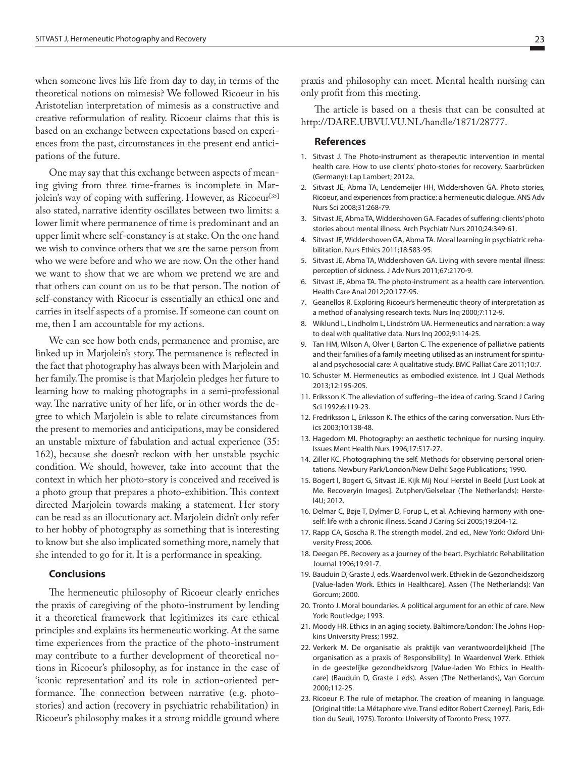when someone lives his life from day to day, in terms of the theoretical notions on mimesis? We followed Ricoeur in his Aristotelian interpretation of mimesis as a constructive and creative reformulation of reality. Ricoeur claims that this is based on an exchange between expectations based on experiences from the past, circumstances in the present end anticipations of the future.

One may say that this exchange between aspects of meaning giving from three time-frames is incomplete in Marjolein's way of coping with suffering. However, as Ricoeur[35] also stated, narrative identity oscillates between two limits: a lower limit where permanence of time is predominant and an upper limit where self-constancy is at stake. On the one hand we wish to convince others that we are the same person from who we were before and who we are now. On the other hand we want to show that we are whom we pretend we are and that others can count on us to be that person. The notion of self-constancy with Ricoeur is essentially an ethical one and carries in itself aspects of a promise. If someone can count on me, then I am accountable for my actions.

We can see how both ends, permanence and promise, are linked up in Marjolein's story. The permanence is reflected in the fact that photography has always been with Marjolein and her family. The promise is that Marjolein pledges her future to learning how to making photographs in a semi-professional way. The narrative unity of her life, or in other words the degree to which Marjolein is able to relate circumstances from the present to memories and anticipations, may be considered an unstable mixture of fabulation and actual experience (35: 162), because she doesn't reckon with her unstable psychic condition. We should, however, take into account that the context in which her photo-story is conceived and received is a photo group that prepares a photo-exhibition. This context directed Marjolein towards making a statement. Her story can be read as an illocutionary act. Marjolein didn't only refer to her hobby of photography as something that is interesting to know but she also implicated something more, namely that she intended to go for it. It is a performance in speaking.

## Conclusions

The hermeneutic philosophy of Ricoeur clearly enriches the praxis of caregiving of the photo-instrument by lending it a theoretical framework that legitimizes its care ethical principles and explains its hermeneutic working. At the same time experiences from the practice of the photo-instrument may contribute to a further development of theoretical notions in Ricoeur's philosophy, as for instance in the case of 'iconic representation' and its role in action-oriented performance. The connection between narrative (e.g. photo-stories) and action (recovery in psychiatric rehabilitation) in Ricoeur's philosophy makes it a strong middle ground where praxis and philosophy can meet. Mental health nursing can only profit from this meeting.

The article is based on a thesis that can be consulted at http://DARE.UBVU.VU.NL/handle/1871/28777.

## References

1. Sitvast J. The Photo-instrument as therapeutic intervention in mental health care. How to use clients' photo-stories for recovery. Saarbrücken (Germany): Lap Lambert; 2012a.
2. Sitvast JE, Abma TA, Lendemeijer HH, Widdershoven GA. Photo stories, Ricoeur, and experiences from practice: a hermeneutic dialogue. ANS Adv Nurs Sci 2008;31:268-79.
3. Sitvast JE, Abma TA, Widdershoven GA. Facades of suffering: clients' photo stories about mental illness. Arch Psychiatr Nurs 2010;24:349-61.
4. Sitvast JE, Widdershoven GA, Abma TA. Moral learning in psychiatric rehabilitation. Nurs Ethics 2011;18:583-95.
5. Sitvast JE, Abma TA, Widdershoven GA. Living with severe mental illness: perception of sickness. J Adv Nurs 2011;67:2170-9.
6. Sitvast JE, Abma TA. The photo-instrument as a health care intervention. Health Care Anal 2012;20:177-95.
7. Geanellos R. Exploring Ricoeur's hermeneutic theory of interpretation as a method of analysing research texts. Nurs Inq 2000;7:112-9.
8. Wiklund L, Lindholm L, Lindström UA. Hermeneutics and narration: a way to deal with qualitative data. Nurs Inq 2002;9:114-25.
9. Tan HM, Wilson A, Olver I, Barton C. The experience of palliative patients and their families of a family meeting utilised as an instrument for spiritual and psychosocial care: A qualitative study. BMC Palliat Care 2011;10:7.
10. Schuster M. Hermeneutics as embodied existence. Int J Qual Methods 2013;12:195-205.
11. Eriksson K. The alleviation of suffering--the idea of caring. Scand J Caring Sci 1992;6:119-23.
12. Fredriksson L, Eriksson K. The ethics of the caring conversation. Nurs Ethics 2003;10:138-48.
13. Hagedorn MI. Photography: an aesthetic technique for nursing inquiry. Issues Ment Health Nurs 1996;17:517-27.
14. Ziller KC. Photographing the self. Methods for observing personal orientations. Newbury Park/London/New Delhi: Sage Publications; 1990.
15. Bogert I, Bogert G, Sitvast JE. Kijk Mij Nou! Herstel in Beeld [Just Look at Me. Recoveryin Images]. Zutphen/Gelselaar (The Netherlands): Herstel4U; 2012.
16. Delmar C, Bøje T, Dylmer D, Forup L, et al. Achieving harmony with oneself: life with a chronic illness. Scand J Caring Sci 2005;19:204-12.
17. Rapp CA, Goscha R. The strength model. 2nd ed., New York: Oxford University Press; 2006.
18. Deegan PE. Recovery as a journey of the heart. Psychiatric Rehabilitation Journal 1996;19:91-7.
19. Bauduin D, Graste J, eds. Waardenvol werk. Ethiek in de Gezondheidszorg [Value-laden Work. Ethics in Healthcare]. Assen (The Netherlands): Van Gorcum; 2000.
20. Tronto J. Moral boundaries. A political argument for an ethic of care. New York: Routledge; 1993.
21. Moody HR. Ethics in an aging society. Baltimore/London: The Johns Hopkins University Press; 1992.
22. Verkerk M. De organisatie als praktijk van verantwoordelijkheid [The organisation as a praxis of Responsibility]. In Waardenvol Werk. Ethiek in de geestelijke gezondheidszorg [Value-laden Wo Ethics in Healthcare] (Bauduin D, Graste J eds). Assen (The Netherlands), Van Gorcum 2000;112-25.
23. Ricoeur P. The rule of metaphor. The creation of meaning in language. [Original title: La Métaphore vive. Transl editor Robert Czerney]. Paris, Edition du Seuil, 1975). Toronto: University of Toronto Press; 1977.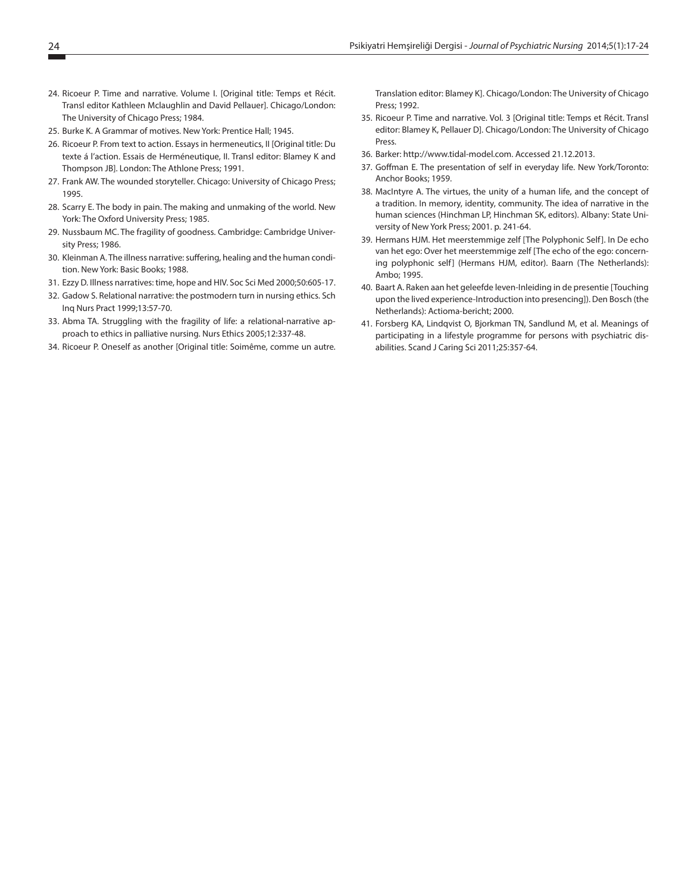24. Ricoeur P. Time and narrative. Volume I. [Original title: Temps et Récit. Transl editor Kathleen Mclaughlin and David Pellauer]. Chicago/London: The University of Chicago Press; 1984.
25. Burke K. A Grammar of motives. New York: Prentice Hall; 1945.
26. Ricoeur P. From text to action. Essays in hermeneutics, II [Original title: Du texte á l'action. Essais de Herméneutique, II. Transl editor: Blamey K and Thompson JB]. London: The Athlone Press; 1991.
27. Frank AW. The wounded storyteller. Chicago: University of Chicago Press; 1995.
28. Scarry E. The body in pain. The making and unmaking of the world. New York: The Oxford University Press; 1985.
29. Nussbaum MC. The fragility of goodness. Cambridge: Cambridge University Press; 1986.
30. Kleinman A. The illness narrative: suffering, healing and the human condition. New York: Basic Books; 1988.
31. Ezzy D. Illness narratives: time, hope and HIV. Soc Sci Med 2000;50:605-17.
32. Gadow S. Relational narrative: the postmodern turn in nursing ethics. Sch Inq Nurs Pract 1999;13:57-70.
33. Abma TA. Struggling with the fragility of life: a relational-narrative approach to ethics in palliative nursing. Nurs Ethics 2005;12:337-48.
34. Ricoeur P. Oneself as another [Original title: Soimême, comme un autre. Translation editor: Blamey K]. Chicago/London: The University of Chicago Press; 1992.
35. Ricoeur P. Time and narrative. Vol. 3 [Original title: Temps et Récit. Transl editor: Blamey K, Pellauer D]. Chicago/London: The University of Chicago Press.
36. Barker: http://www.tidal-model.com. Accessed 21.12.2013.
37. Goffman E. The presentation of self in everyday life. New York/Toronto: Anchor Books; 1959.
38. MacIntyre A. The virtues, the unity of a human life, and the concept of a tradition. In memory, identity, community. The idea of narrative in the human sciences (Hinchman LP, Hinchman SK, editors). Albany: State University of New York Press; 2001. p. 241-64.
39. Hermans HJM. Het meerstemmige zelf [The Polyphonic Self]. In De echo van het ego: Over het meerstemmige zelf [The echo of the ego: concerning polyphonic self] (Hermans HJM, editor). Baarn (The Netherlands): Ambo; 1995.
40. Baart A. Raken aan het geleefde leven-Inleiding in de presentie [Touching upon the lived experience-Introduction into presencing]). Den Bosch (the Netherlands): Actioma-bericht; 2000.
41. Forsberg KA, Lindqvist O, Bjorkman TN, Sandlund M, et al. Meanings of participating in a lifestyle programme for persons with psychiatric disabilities. Scand J Caring Sci 2011;25:357-64.